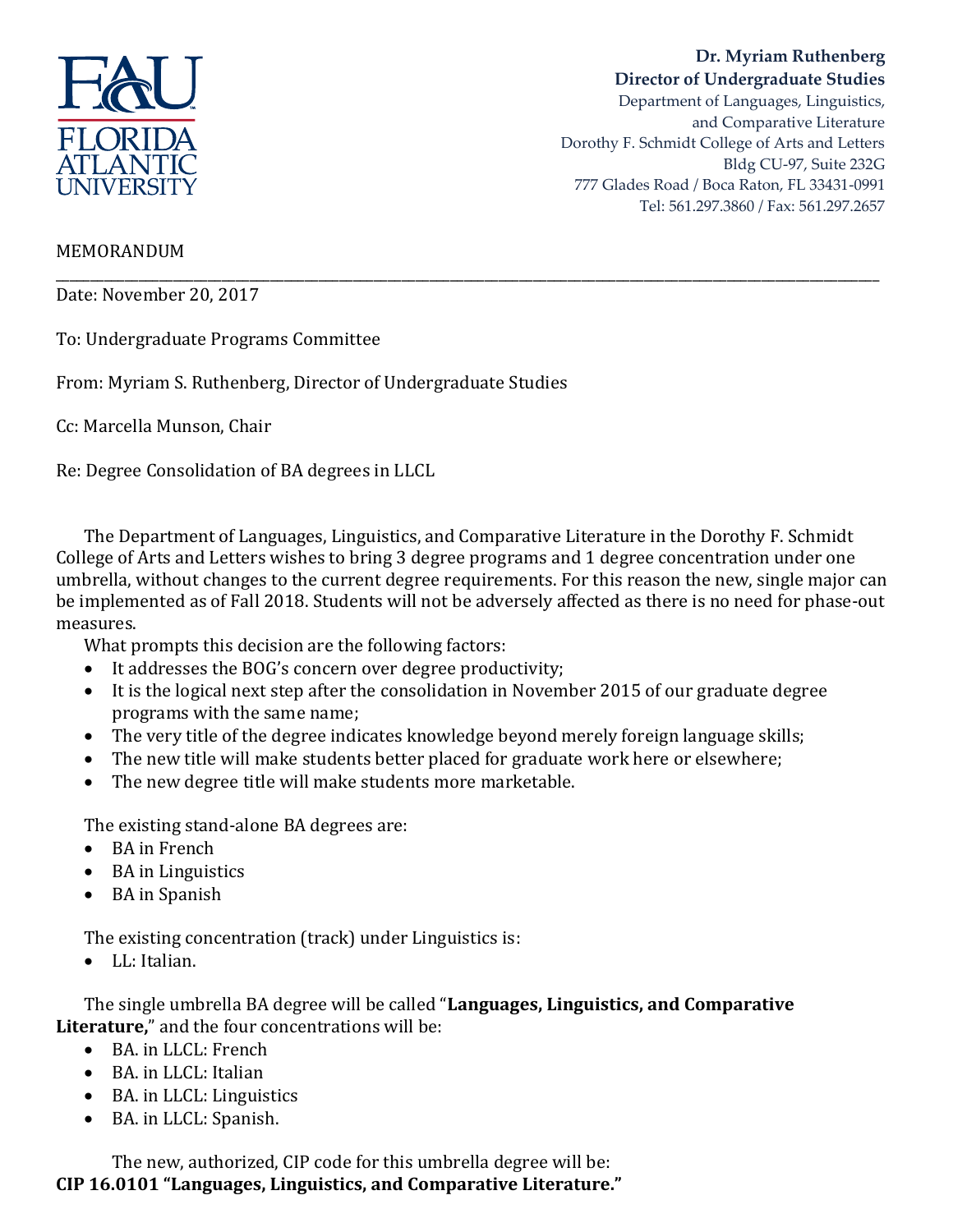FLORIDA ATLANTIC UNIVERSITY

**Dr. Myriam Ruthenberg**
**Director of Undergraduate Studies**
Department of Languages, Linguistics, and Comparative Literature
Dorothy F. Schmidt College of Arts and Letters
Bldg CU-97, Suite 232G
777 Glades Road / Boca Raton, FL 33431-0991
Tel: 561.297.3860 / Fax: 561.297.2657

MEMORANDUM

---

Date: November 20, 2017

To: Undergraduate Programs Committee

From: Myriam S. Ruthenberg, Director of Undergraduate Studies

Cc: Marcella Munson, Chair

Re: Degree Consolidation of BA degrees in LLCL

The Department of Languages, Linguistics, and Comparative Literature in the Dorothy F. Schmidt College of Arts and Letters wishes to bring 3 degree programs and 1 degree concentration under one umbrella, without changes to the current degree requirements. For this reason the new, single major can be implemented as of Fall 2018. Students will not be adversely affected as there is no need for phase-out measures.

What prompts this decision are the following factors:

- It addresses the BOG's concern over degree productivity;
- It is the logical next step after the consolidation in November 2015 of our graduate degree programs with the same name;
- The very title of the degree indicates knowledge beyond merely foreign language skills;
- The new title will make students better placed for graduate work here or elsewhere;
- The new degree title will make students more marketable.

The existing stand-alone BA degrees are:

- BA in French
- BA in Linguistics
- BA in Spanish

The existing concentration (track) under Linguistics is:

- LL: Italian.

The single umbrella BA degree will be called "**Languages, Linguistics, and Comparative Literature,**" and the four concentrations will be:

- BA. in LLCL: French
- BA. in LLCL: Italian
- BA. in LLCL: Linguistics
- BA. in LLCL: Spanish.

The new, authorized, CIP code for this umbrella degree will be:
**CIP 16.0101 "Languages, Linguistics, and Comparative Literature."**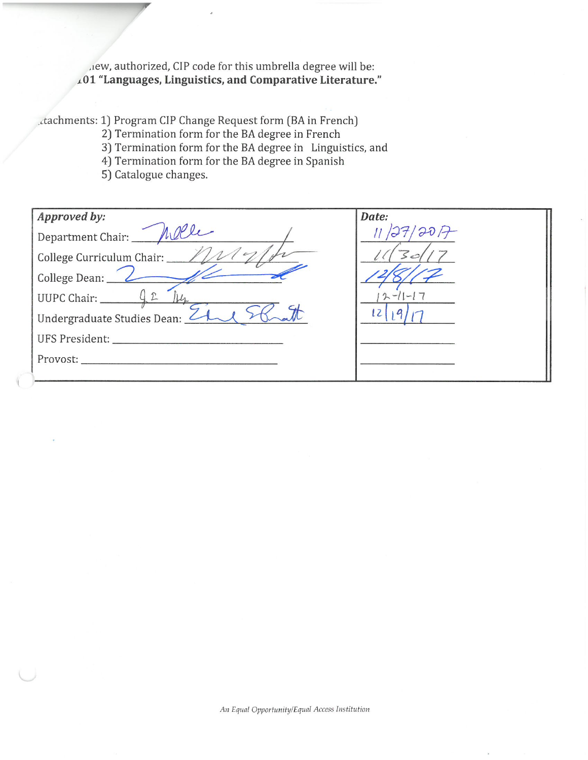.ew, authorized, CIP code for this umbrella degree will be:
**.01 "Languages, Linguistics, and Comparative Literature."**

.tachments: 1) Program CIP Change Request form (BA in French)
2) Termination form for the BA degree in French
3) Termination form for the BA degree in Linguistics, and
4) Termination form for the BA degree in Spanish
5) Catalogue changes.

| ***Approved by:*** | ***Date:*** |
| --- | --- |
| Department Chair: [signature] | 11/27/2017 |
| College Curriculum Chair: [signature] | 11/30/17 |
| College Dean: [signature] | 12/8/17 |
| UUPC Chair: [signature] | 12-11-17 |
| Undergraduate Studies Dean: [signature] | 12/19/17 |
| UFS President: ___________ | ___________ |
| Provost: ___________ | ___________ |

*An Equal Opportunity/Equal Access Institution*